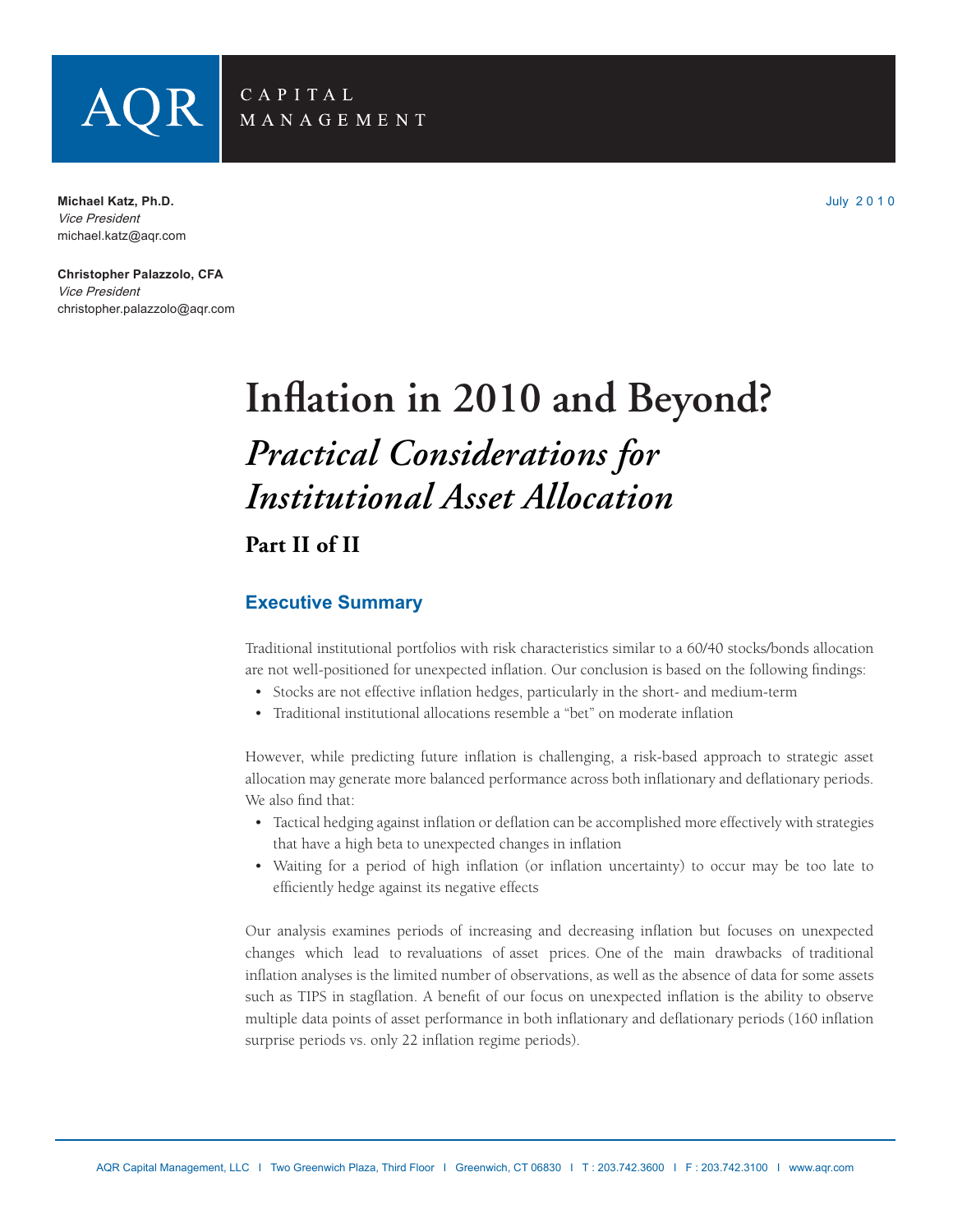AQR CAPITAL MANAGEMENT

**Michael Katz, Ph.D.**
*Vice President*
michael.katz@aqr.com

**Christopher Palazzolo, CFA**
*Vice President*
christopher.palazzolo@aqr.com

July 2010

# Inflation in 2010 and Beyond?

## *Practical Considerations for Institutional Asset Allocation*

### Part II of II

## Executive Summary

Traditional institutional portfolios with risk characteristics similar to a 60/40 stocks/bonds allocation are not well-positioned for unexpected inflation. Our conclusion is based on the following findings:

- Stocks are not effective inflation hedges, particularly in the short- and medium-term
- Traditional institutional allocations resemble a "bet" on moderate inflation

However, while predicting future inflation is challenging, a risk-based approach to strategic asset allocation may generate more balanced performance across both inflationary and deflationary periods. We also find that:

- Tactical hedging against inflation or deflation can be accomplished more effectively with strategies that have a high beta to unexpected changes in inflation
- Waiting for a period of high inflation (or inflation uncertainty) to occur may be too late to efficiently hedge against its negative effects

Our analysis examines periods of increasing and decreasing inflation but focuses on unexpected changes which lead to revaluations of asset prices. One of the main drawbacks of traditional inflation analyses is the limited number of observations, as well as the absence of data for some assets such as TIPS in stagflation. A benefit of our focus on unexpected inflation is the ability to observe multiple data points of asset performance in both inflationary and deflationary periods (160 inflation surprise periods vs. only 22 inflation regime periods).

AQR Capital Management, LLC | Two Greenwich Plaza, Third Floor | Greenwich, CT 06830 | T : 203.742.3600 | F : 203.742.3100 | www.aqr.com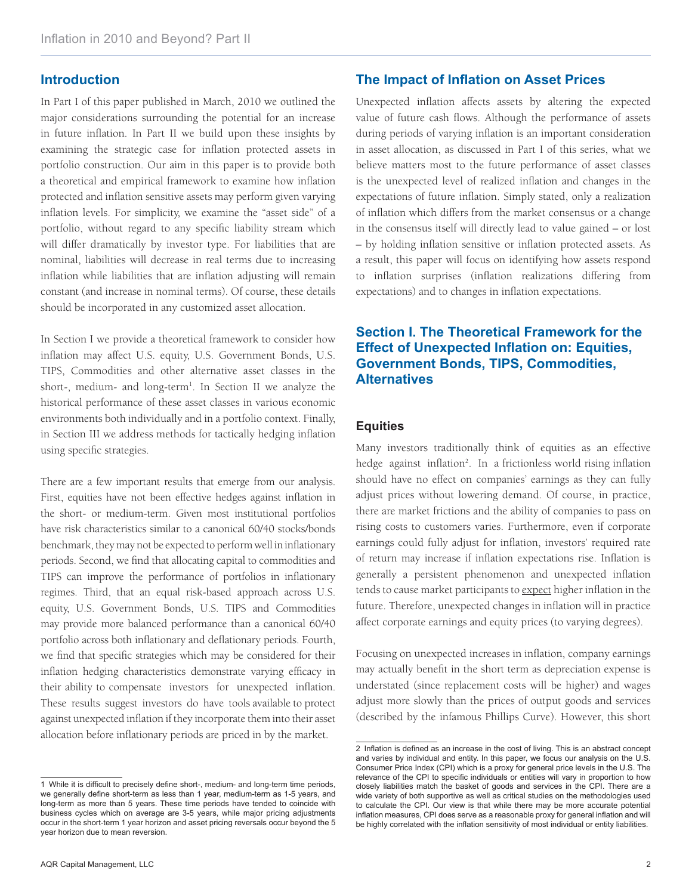## Introduction

In Part I of this paper published in March, 2010 we outlined the major considerations surrounding the potential for an increase in future inflation. In Part II we build upon these insights by examining the strategic case for inflation protected assets in portfolio construction. Our aim in this paper is to provide both a theoretical and empirical framework to examine how inflation protected and inflation sensitive assets may perform given varying inflation levels. For simplicity, we examine the "asset side" of a portfolio, without regard to any specific liability stream which will differ dramatically by investor type. For liabilities that are nominal, liabilities will decrease in real terms due to increasing inflation while liabilities that are inflation adjusting will remain constant (and increase in nominal terms). Of course, these details should be incorporated in any customized asset allocation.

In Section I we provide a theoretical framework to consider how inflation may affect U.S. equity, U.S. Government Bonds, U.S. TIPS, Commodities and other alternative asset classes in the short-, medium- and long-term[1]. In Section II we analyze the historical performance of these asset classes in various economic environments both individually and in a portfolio context. Finally, in Section III we address methods for tactically hedging inflation using specific strategies.

There are a few important results that emerge from our analysis. First, equities have not been effective hedges against inflation in the short- or medium-term. Given most institutional portfolios have risk characteristics similar to a canonical 60/40 stocks/bonds benchmark, they may not be expected to perform well in inflationary periods. Second, we find that allocating capital to commodities and TIPS can improve the performance of portfolios in inflationary regimes. Third, that an equal risk-based approach across U.S. equity, U.S. Government Bonds, U.S. TIPS and Commodities may provide more balanced performance than a canonical 60/40 portfolio across both inflationary and deflationary periods. Fourth, we find that specific strategies which may be considered for their inflation hedging characteristics demonstrate varying efficacy in their ability to compensate investors for unexpected inflation. These results suggest investors do have tools available to protect against unexpected inflation if they incorporate them into their asset allocation before inflationary periods are priced in by the market.

## The Impact of Inflation on Asset Prices

Unexpected inflation affects assets by altering the expected value of future cash flows. Although the performance of assets during periods of varying inflation is an important consideration in asset allocation, as discussed in Part I of this series, what we believe matters most to the future performance of asset classes is the unexpected level of realized inflation and changes in the expectations of future inflation. Simply stated, only a realization of inflation which differs from the market consensus or a change in the consensus itself will directly lead to value gained – or lost – by holding inflation sensitive or inflation protected assets. As a result, this paper will focus on identifying how assets respond to inflation surprises (inflation realizations differing from expectations) and to changes in inflation expectations.

## Section I. The Theoretical Framework for the Effect of Unexpected Inflation on: Equities, Government Bonds, TIPS, Commodities, Alternatives

### Equities

Many investors traditionally think of equities as an effective hedge against inflation[2]. In a frictionless world rising inflation should have no effect on companies' earnings as they can fully adjust prices without lowering demand. Of course, in practice, there are market frictions and the ability of companies to pass on rising costs to customers varies. Furthermore, even if corporate earnings could fully adjust for inflation, investors' required rate of return may increase if inflation expectations rise. Inflation is generally a persistent phenomenon and unexpected inflation tends to cause market participants to expect higher inflation in the future. Therefore, unexpected changes in inflation will in practice affect corporate earnings and equity prices (to varying degrees).

Focusing on unexpected increases in inflation, company earnings may actually benefit in the short term as depreciation expense is understated (since replacement costs will be higher) and wages adjust more slowly than the prices of output goods and services (described by the infamous Phillips Curve). However, this short

---

1 While it is difficult to precisely define short-, medium- and long-term time periods, we generally define short-term as less than 1 year, medium-term as 1-5 years, and long-term as more than 5 years. These time periods have tended to coincide with business cycles which on average are 3-5 years, while major pricing adjustments occur in the short-term 1 year horizon and asset pricing reversals occur beyond the 5 year horizon due to mean reversion.

2 Inflation is defined as an increase in the cost of living. This is an abstract concept and varies by individual and entity. In this paper, we focus our analysis on the U.S. Consumer Price Index (CPI) which is a proxy for general price levels in the U.S. The relevance of the CPI to specific individuals or entities will vary in proportion to how closely liabilities match the basket of goods and services in the CPI. There are a wide variety of both supportive as well as critical studies on the methodologies used to calculate the CPI. Our view is that while there may be more accurate potential inflation measures, CPI does serve as a reasonable proxy for general inflation and will be highly correlated with the inflation sensitivity of most individual or entity liabilities.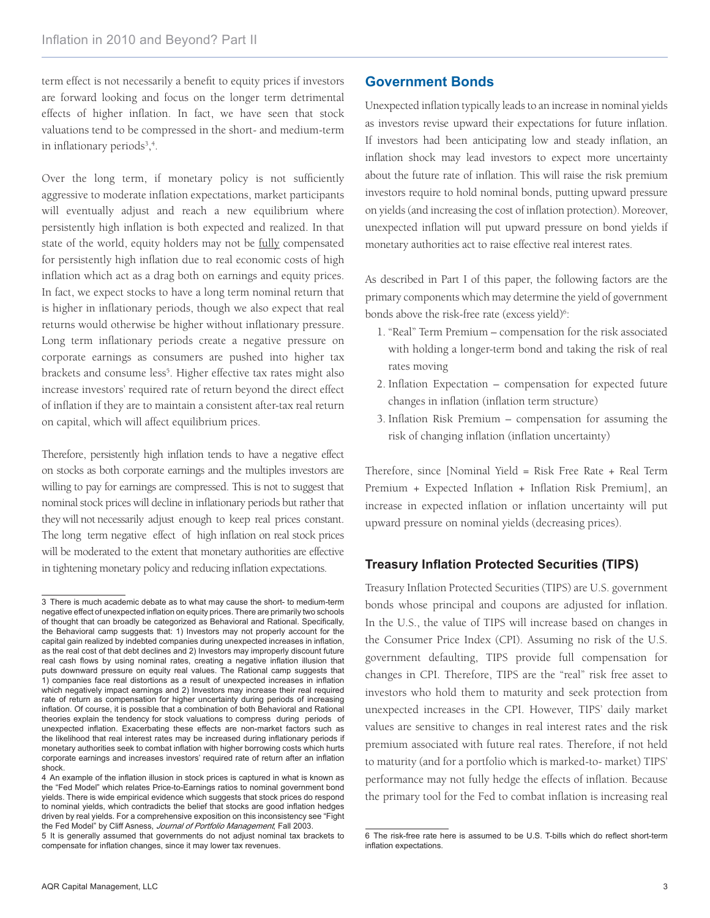term effect is not necessarily a benefit to equity prices if investors are forward looking and focus on the longer term detrimental effects of higher inflation. In fact, we have seen that stock valuations tend to be compressed in the short- and medium-term in inflationary periods[3,4].

Over the long term, if monetary policy is not sufficiently aggressive to moderate inflation expectations, market participants will eventually adjust and reach a new equilibrium where persistently high inflation is both expected and realized. In that state of the world, equity holders may not be fully compensated for persistently high inflation due to real economic costs of high inflation which act as a drag both on earnings and equity prices. In fact, we expect stocks to have a long term nominal return that is higher in inflationary periods, though we also expect that real returns would otherwise be higher without inflationary pressure. Long term inflationary periods create a negative pressure on corporate earnings as consumers are pushed into higher tax brackets and consume less[5]. Higher effective tax rates might also increase investors' required rate of return beyond the direct effect of inflation if they are to maintain a consistent after-tax real return on capital, which will affect equilibrium prices.

Therefore, persistently high inflation tends to have a negative effect on stocks as both corporate earnings and the multiples investors are willing to pay for earnings are compressed. This is not to suggest that nominal stock prices will decline in inflationary periods but rather that they will not necessarily adjust enough to keep real prices constant. The long term negative effect of high inflation on real stock prices will be moderated to the extent that monetary authorities are effective in tightening monetary policy and reducing inflation expectations.

## Government Bonds

Unexpected inflation typically leads to an increase in nominal yields as investors revise upward their expectations for future inflation. If investors had been anticipating low and steady inflation, an inflation shock may lead investors to expect more uncertainty about the future rate of inflation. This will raise the risk premium investors require to hold nominal bonds, putting upward pressure on yields (and increasing the cost of inflation protection). Moreover, unexpected inflation will put upward pressure on bond yields if monetary authorities act to raise effective real interest rates.

As described in Part I of this paper, the following factors are the primary components which may determine the yield of government bonds above the risk-free rate (excess yield)[6]:

1. "Real" Term Premium – compensation for the risk associated with holding a longer-term bond and taking the risk of real rates moving
2. Inflation Expectation – compensation for expected future changes in inflation (inflation term structure)
3. Inflation Risk Premium – compensation for assuming the risk of changing inflation (inflation uncertainty)

Therefore, since [Nominal Yield = Risk Free Rate + Real Term Premium + Expected Inflation + Inflation Risk Premium], an increase in expected inflation or inflation uncertainty will put upward pressure on nominal yields (decreasing prices).

### Treasury Inflation Protected Securities (TIPS)

Treasury Inflation Protected Securities (TIPS) are U.S. government bonds whose principal and coupons are adjusted for inflation. In the U.S., the value of TIPS will increase based on changes in the Consumer Price Index (CPI). Assuming no risk of the U.S. government defaulting, TIPS provide full compensation for changes in CPI. Therefore, TIPS are the "real" risk free asset to investors who hold them to maturity and seek protection from unexpected increases in the CPI. However, TIPS' daily market values are sensitive to changes in real interest rates and the risk premium associated with future real rates. Therefore, if not held to maturity (and for a portfolio which is marked-to- market) TIPS' performance may not fully hedge the effects of inflation. Because the primary tool for the Fed to combat inflation is increasing real

---

3 There is much academic debate as to what may cause the short- to medium-term negative effect of unexpected inflation on equity prices. There are primarily two schools of thought that can broadly be categorized as Behavioral and Rational. Specifically, the Behavioral camp suggests that: 1) Investors may not properly account for the capital gain realized by indebted companies during unexpected increases in inflation, as the real cost of that debt declines and 2) Investors may improperly discount future real cash flows by using nominal rates, creating a negative inflation illusion that puts downward pressure on equity real values. The Rational camp suggests that 1) companies face real distortions as a result of unexpected increases in inflation which negatively impact earnings and 2) Investors may increase their real required rate of return as compensation for higher uncertainty during periods of increasing inflation. Of course, it is possible that a combination of both Behavioral and Rational theories explain the tendency for stock valuations to compress during periods of unexpected inflation. Exacerbating these effects are non-market factors such as the likelihood that real interest rates may be increased during inflationary periods if monetary authorities seek to combat inflation with higher borrowing costs which hurts corporate earnings and increases investors' required rate of return after an inflation shock.

4 An example of the inflation illusion in stock prices is captured in what is known as the "Fed Model" which relates Price-to-Earnings ratios to nominal government bond yields. There is wide empirical evidence which suggests that stock prices do respond to nominal yields, which contradicts the belief that stocks are good inflation hedges driven by real yields. For a comprehensive exposition on this inconsistency see "Fight the Fed Model" by Cliff Asness, *Journal of Portfolio Management*, Fall 2003.

5 It is generally assumed that governments do not adjust nominal tax brackets to compensate for inflation changes, since it may lower tax revenues.

6 The risk-free rate here is assumed to be U.S. T-bills which do reflect short-term inflation expectations.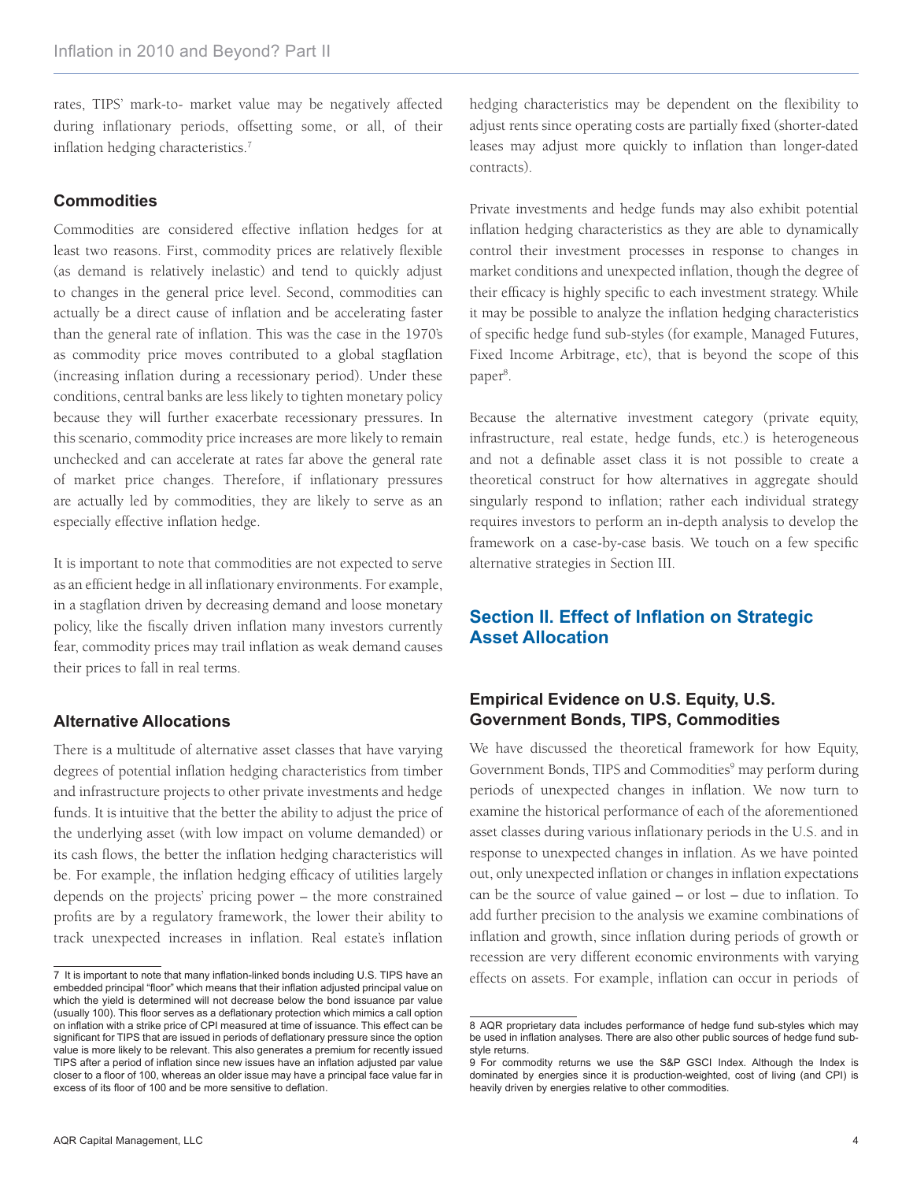rates, TIPS' mark-to- market value may be negatively affected during inflationary periods, offsetting some, or all, of their inflation hedging characteristics.[7]

### Commodities

Commodities are considered effective inflation hedges for at least two reasons. First, commodity prices are relatively flexible (as demand is relatively inelastic) and tend to quickly adjust to changes in the general price level. Second, commodities can actually be a direct cause of inflation and be accelerating faster than the general rate of inflation. This was the case in the 1970's as commodity price moves contributed to a global stagflation (increasing inflation during a recessionary period). Under these conditions, central banks are less likely to tighten monetary policy because they will further exacerbate recessionary pressures. In this scenario, commodity price increases are more likely to remain unchecked and can accelerate at rates far above the general rate of market price changes. Therefore, if inflationary pressures are actually led by commodities, they are likely to serve as an especially effective inflation hedge.

It is important to note that commodities are not expected to serve as an efficient hedge in all inflationary environments. For example, in a stagflation driven by decreasing demand and loose monetary policy, like the fiscally driven inflation many investors currently fear, commodity prices may trail inflation as weak demand causes their prices to fall in real terms.

### Alternative Allocations

There is a multitude of alternative asset classes that have varying degrees of potential inflation hedging characteristics from timber and infrastructure projects to other private investments and hedge funds. It is intuitive that the better the ability to adjust the price of the underlying asset (with low impact on volume demanded) or its cash flows, the better the inflation hedging characteristics will be. For example, the inflation hedging efficacy of utilities largely depends on the projects' pricing power – the more constrained profits are by a regulatory framework, the lower their ability to track unexpected increases in inflation. Real estate's inflation hedging characteristics may be dependent on the flexibility to adjust rents since operating costs are partially fixed (shorter-dated leases may adjust more quickly to inflation than longer-dated contracts).

Private investments and hedge funds may also exhibit potential inflation hedging characteristics as they are able to dynamically control their investment processes in response to changes in market conditions and unexpected inflation, though the degree of their efficacy is highly specific to each investment strategy. While it may be possible to analyze the inflation hedging characteristics of specific hedge fund sub-styles (for example, Managed Futures, Fixed Income Arbitrage, etc), that is beyond the scope of this paper[8].

Because the alternative investment category (private equity, infrastructure, real estate, hedge funds, etc.) is heterogeneous and not a definable asset class it is not possible to create a theoretical construct for how alternatives in aggregate should singularly respond to inflation; rather each individual strategy requires investors to perform an in-depth analysis to develop the framework on a case-by-case basis. We touch on a few specific alternative strategies in Section III.

## Section II. Effect of Inflation on Strategic Asset Allocation

### Empirical Evidence on U.S. Equity, U.S. Government Bonds, TIPS, Commodities

We have discussed the theoretical framework for how Equity, Government Bonds, TIPS and Commodities[9] may perform during periods of unexpected changes in inflation. We now turn to examine the historical performance of each of the aforementioned asset classes during various inflationary periods in the U.S. and in response to unexpected changes in inflation. As we have pointed out, only unexpected inflation or changes in inflation expectations can be the source of value gained – or lost – due to inflation. To add further precision to the analysis we examine combinations of inflation and growth, since inflation during periods of growth or recession are very different economic environments with varying effects on assets. For example, inflation can occur in periods of

---

7 It is important to note that many inflation-linked bonds including U.S. TIPS have an embedded principal "floor" which means that their inflation adjusted principal value on which the yield is determined will not decrease below the bond issuance par value (usually 100). This floor serves as a deflationary protection which mimics a call option on inflation with a strike price of CPI measured at time of issuance. This effect can be significant for TIPS that are issued in periods of deflationary pressure since the option value is more likely to be relevant. This also generates a premium for recently issued TIPS after a period of inflation since new issues have an inflation adjusted par value closer to a floor of 100, whereas an older issue may have a principal face value far in excess of its floor of 100 and be more sensitive to deflation.

8 AQR proprietary data includes performance of hedge fund sub-styles which may be used in inflation analyses. There are also other public sources of hedge fund sub-style returns.

9 For commodity returns we use the S&P GSCI Index. Although the Index is dominated by energies since it is production-weighted, cost of living (and CPI) is heavily driven by energies relative to other commodities.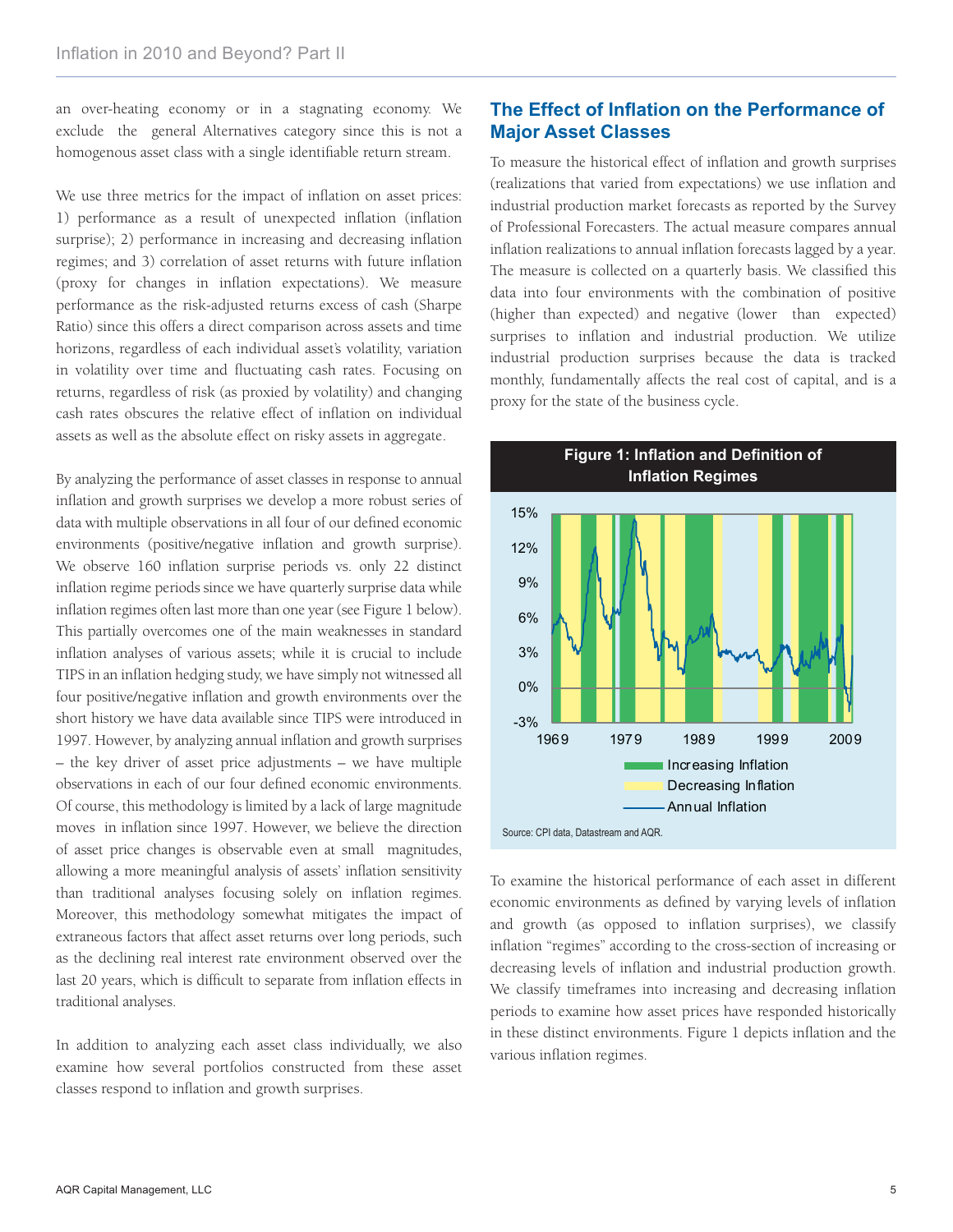an over-heating economy or in a stagnating economy. We exclude the general Alternatives category since this is not a homogenous asset class with a single identifiable return stream.

We use three metrics for the impact of inflation on asset prices: 1) performance as a result of unexpected inflation (inflation surprise); 2) performance in increasing and decreasing inflation regimes; and 3) correlation of asset returns with future inflation (proxy for changes in inflation expectations). We measure performance as the risk-adjusted returns excess of cash (Sharpe Ratio) since this offers a direct comparison across assets and time horizons, regardless of each individual asset's volatility, variation in volatility over time and fluctuating cash rates. Focusing on returns, regardless of risk (as proxied by volatility) and changing cash rates obscures the relative effect of inflation on individual assets as well as the absolute effect on risky assets in aggregate.

By analyzing the performance of asset classes in response to annual inflation and growth surprises we develop a more robust series of data with multiple observations in all four of our defined economic environments (positive/negative inflation and growth surprise). We observe 160 inflation surprise periods vs. only 22 distinct inflation regime periods since we have quarterly surprise data while inflation regimes often last more than one year (see Figure 1 below). This partially overcomes one of the main weaknesses in standard inflation analyses of various assets; while it is crucial to include TIPS in an inflation hedging study, we have simply not witnessed all four positive/negative inflation and growth environments over the short history we have data available since TIPS were introduced in 1997. However, by analyzing annual inflation and growth surprises – the key driver of asset price adjustments – we have multiple observations in each of our four defined economic environments. Of course, this methodology is limited by a lack of large magnitude moves in inflation since 1997. However, we believe the direction of asset price changes is observable even at small magnitudes, allowing a more meaningful analysis of assets' inflation sensitivity than traditional analyses focusing solely on inflation regimes. Moreover, this methodology somewhat mitigates the impact of extraneous factors that affect asset returns over long periods, such as the declining real interest rate environment observed over the last 20 years, which is difficult to separate from inflation effects in traditional analyses.

In addition to analyzing each asset class individually, we also examine how several portfolios constructed from these asset classes respond to inflation and growth surprises.

## The Effect of Inflation on the Performance of Major Asset Classes

To measure the historical effect of inflation and growth surprises (realizations that varied from expectations) we use inflation and industrial production market forecasts as reported by the Survey of Professional Forecasters. The actual measure compares annual inflation realizations to annual inflation forecasts lagged by a year. The measure is collected on a quarterly basis. We classified this data into four environments with the combination of positive (higher than expected) and negative (lower than expected) surprises to inflation and industrial production. We utilize industrial production surprises because the data is tracked monthly, fundamentally affects the real cost of capital, and is a proxy for the state of the business cycle.

**Figure 1: Inflation and Definition of Inflation Regimes**

15%
12%
9%
6%
3%
0%
-3%
1969
1979
1989
1999
2009
Increasing Inflation
Decreasing Inflation
Annual Inflation

Source: CPI data, Datastream and AQR.

To examine the historical performance of each asset in different economic environments as defined by varying levels of inflation and growth (as opposed to inflation surprises), we classify inflation "regimes" according to the cross-section of increasing or decreasing levels of inflation and industrial production growth. We classify timeframes into increasing and decreasing inflation periods to examine how asset prices have responded historically in these distinct environments. Figure 1 depicts inflation and the various inflation regimes.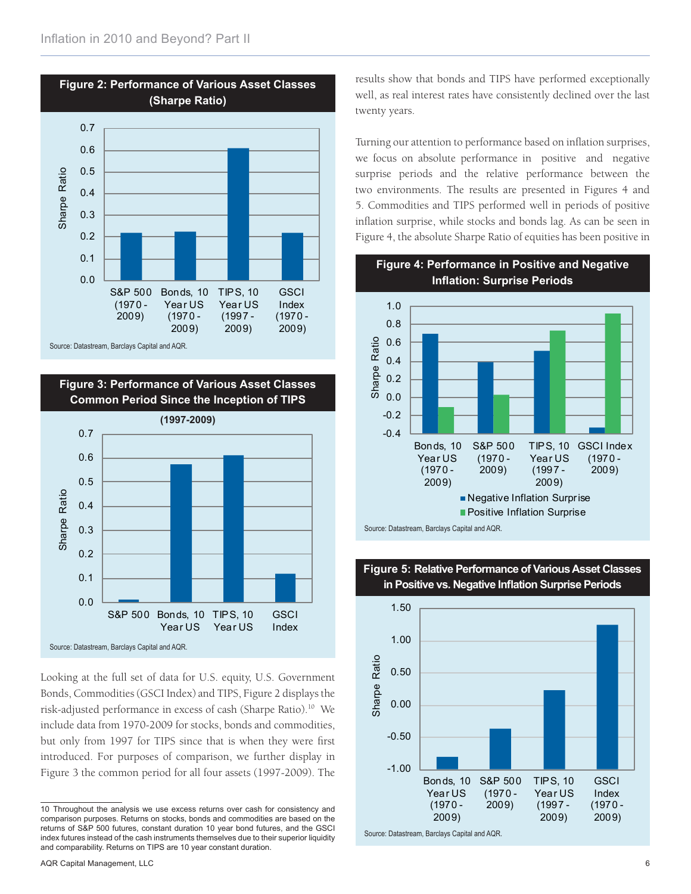**Figure 2: Performance of Various Asset Classes (Sharpe Ratio)**

Sharpe Ratio

0.7
0.6
0.5
0.4
0.3
0.2
0.1
0.0

S&P 500 (1970 - 2009)
Bonds, 10 Year US (1970 - 2009)
TIPS, 10 Year US (1997 - 2009)
GSCI Index (1970 - 2009)

Source: Datastream, Barclays Capital and AQR.

**Figure 3: Performance of Various Asset Classes Common Period Since the Inception of TIPS**

**(1997-2009)**

Sharpe Ratio

0.7
0.6
0.5
0.4
0.3
0.2
0.1
0.0

S&P 500
Bonds, 10 Year US
TIPS, 10 Year US
GSCI Index

Source: Datastream, Barclays Capital and AQR.

Looking at the full set of data for U.S. equity, U.S. Government Bonds, Commodities (GSCI Index) and TIPS, Figure 2 displays the risk-adjusted performance in excess of cash (Sharpe Ratio).[10] We include data from 1970-2009 for stocks, bonds and commodities, but only from 1997 for TIPS since that is when they were first introduced. For purposes of comparison, we further display in Figure 3 the common period for all four assets (1997-2009). The results show that bonds and TIPS have performed exceptionally well, as real interest rates have consistently declined over the last twenty years.

Turning our attention to performance based on inflation surprises, we focus on absolute performance in positive and negative surprise periods and the relative performance between the two environments. The results are presented in Figures 4 and 5. Commodities and TIPS performed well in periods of positive inflation surprise, while stocks and bonds lag. As can be seen in Figure 4, the absolute Sharpe Ratio of equities has been positive in

**Figure 4: Performance in Positive and Negative Inflation: Surprise Periods**

Sharpe Ratio

1.0
0.8
0.6
0.4
0.2
0.0
-0.2
-0.4

Bonds, 10 Year US (1970 - 2009)
S&P 500 (1970 - 2009)
TIPS, 10 Year US (1997 - 2009)
GSCI Index (1970 - 2009)

Negative Inflation Surprise
Positive Inflation Surprise

Source: Datastream, Barclays Capital and AQR.

**Figure 5: Relative Performance of Various Asset Classes in Positive vs. Negative Inflation Surprise Periods**

Sharpe Ratio

1.50
1.00
0.50
0.00
-0.50
-1.00

Bonds, 10 Year US (1970 - 2009)
S&P 500 (1970 - 2009)
TIPS, 10 Year US (1997 - 2009)
GSCI Index (1970 - 2009)

Source: Datastream, Barclays Capital and AQR.

---

10 Throughout the analysis we use excess returns over cash for consistency and comparison purposes. Returns on stocks, bonds and commodities are based on the returns of S&P 500 futures, constant duration 10 year bond futures, and the GSCI index futures instead of the cash instruments themselves due to their superior liquidity and comparability. Returns on TIPS are 10 year constant duration.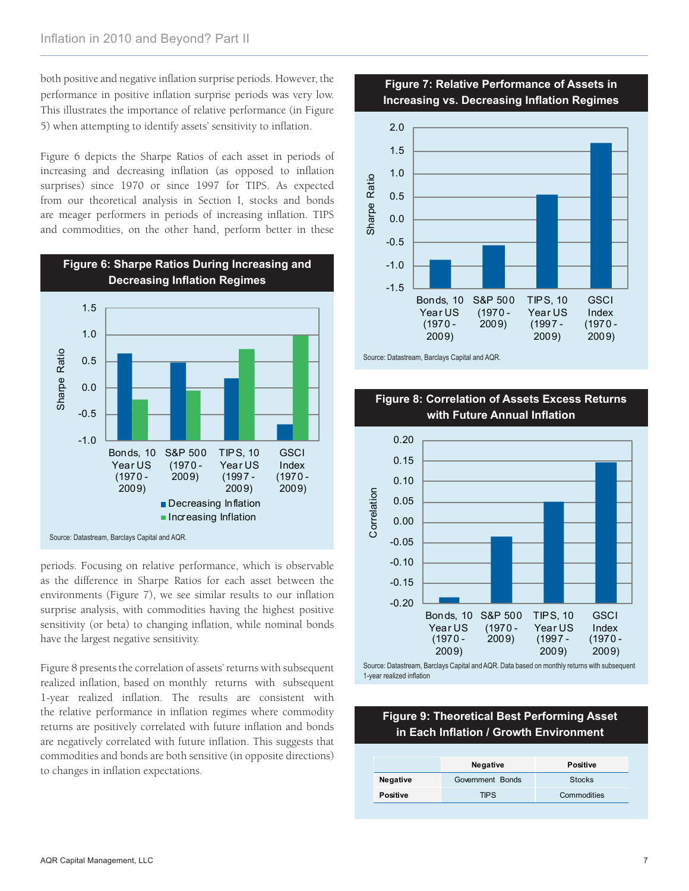both positive and negative inflation surprise periods. However, the performance in positive inflation surprise periods was very low. This illustrates the importance of relative performance (in Figure 5) when attempting to identify assets' sensitivity to inflation.

Figure 6 depicts the Sharpe Ratios of each asset in periods of increasing and decreasing inflation (as opposed to inflation surprises) since 1970 or since 1997 for TIPS. As expected from our theoretical analysis in Section I, stocks and bonds are meager performers in periods of increasing inflation. TIPS and commodities, on the other hand, perform better in these periods. Focusing on relative performance, which is observable as the difference in Sharpe Ratios for each asset between the environments (Figure 7), we see similar results to our inflation surprise analysis, with commodities having the highest positive sensitivity (or beta) to changing inflation, while nominal bonds have the largest negative sensitivity.

**Figure 6: Sharpe Ratios During Increasing and Decreasing Inflation Regimes**

Sharpe Ratio

1.5
1.0
0.5
0.0
-0.5
-1.0

Bonds, 10 Year US (1970 - 2009)
S&P 500 (1970 - 2009)
TIPS, 10 Year US (1997 - 2009)
GSCI Index (1970 - 2009)

Decreasing Inflation
Increasing Inflation

Source: Datastream, Barclays Capital and AQR.

Figure 8 presents the correlation of assets' returns with subsequent realized inflation, based on monthly returns with subsequent 1-year realized inflation. The results are consistent with the relative performance in inflation regimes where commodity returns are positively correlated with future inflation and bonds are negatively correlated with future inflation. This suggests that commodities and bonds are both sensitive (in opposite directions) to changes in inflation expectations.

**Figure 7: Relative Performance of Assets in Increasing vs. Decreasing Inflation Regimes**

Sharpe Ratio

2.0
1.5
1.0
0.5
0.0
-0.5
-1.0
-1.5

Bonds, 10 Year US (1970 - 2009)
S&P 500 (1970 - 2009)
TIPS, 10 Year US (1997 - 2009)
GSCI Index (1970 - 2009)

Source: Datastream, Barclays Capital and AQR.

**Figure 8: Correlation of Assets Excess Returns with Future Annual Inflation**

Correlation

0.20
0.15
0.10
0.05
0.00
-0.05
-0.10
-0.15
-0.20

Bonds, 10 Year US (1970 - 2009)
S&P 500 (1970 - 2009)
TIPS, 10 Year US (1997 - 2009)
GSCI Index (1970 - 2009)

Source: Datastream, Barclays Capital and AQR. Data based on monthly returns with subsequent 1-year realized inflation

**Figure 9: Theoretical Best Performing Asset in Each Inflation / Growth Environment**

| | Negative | Positive |
|---|---|---|
| **Negative** | Government Bonds | Stocks |
| **Positive** | TIPS | Commodities |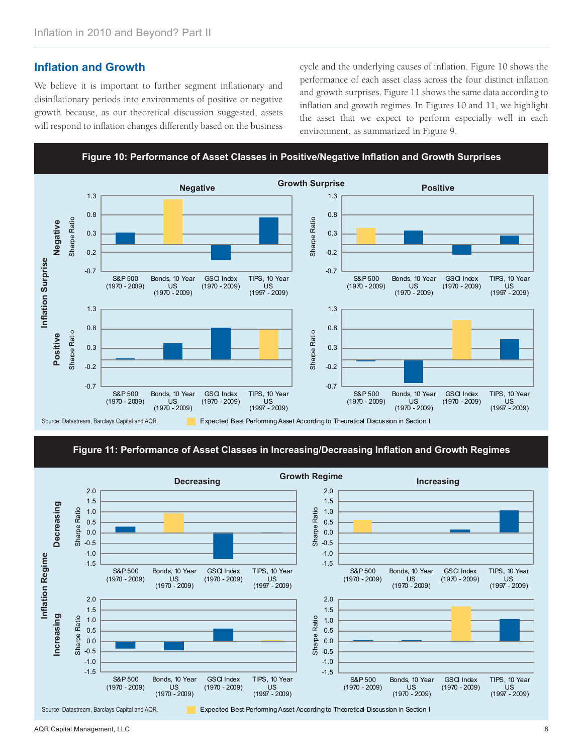## Inflation and Growth

We believe it is important to further segment inflationary and disinflationary periods into environments of positive or negative growth because, as our theoretical discussion suggested, assets will respond to inflation changes differently based on the business cycle and the underlying causes of inflation. Figure 10 shows the performance of each asset class across the four distinct inflation and growth surprises. Figure 11 shows the same data according to inflation and growth regimes. In Figures 10 and 11, we highlight the asset that we expect to perform especially well in each environment, as summarized in Figure 9.

**Figure 10: Performance of Asset Classes in Positive/Negative Inflation and Growth Surprises**

Growth Surprise: Negative | Positive

Inflation Surprise: Negative | Positive

Sharpe Ratio

1.3
0.8
0.3
-0.2
-0.7

S&P 500 (1970 - 2009)
Bonds, 10 Year US (1970 - 2009)
GSCI Index (1970 - 2009)
TIPS, 10 Year US (1997 - 2009)

Source: Datastream, Barclays Capital and AQR.

Expected Best Performing Asset According to Theoretical Discussion in Section I

**Figure 11: Performance of Asset Classes in Increasing/Decreasing Inflation and Growth Regimes**

Growth Regime: Decreasing | Increasing

Inflation Regime: Decreasing | Increasing

Sharpe Ratio

2.0
1.5
1.0
0.5
0.0
-0.5
-1.0
-1.5

S&P 500 (1970 - 2009)
Bonds, 10 Year US (1970 - 2009)
GSCI Index (1970 - 2009)
TIPS, 10 Year US (1997 - 2009)

Source: Datastream, Barclays Capital and AQR.

Expected Best Performing Asset According to Theoretical Discussion in Section I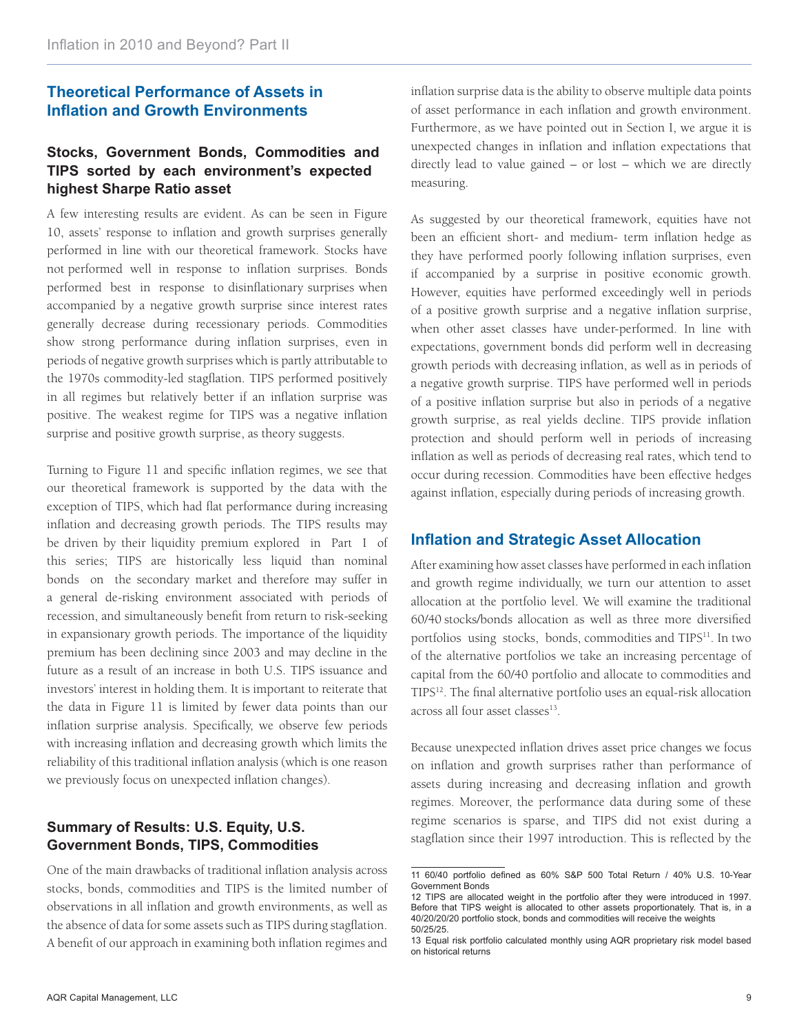## Theoretical Performance of Assets in Inflation and Growth Environments

### Stocks, Government Bonds, Commodities and TIPS sorted by each environment's expected highest Sharpe Ratio asset

A few interesting results are evident. As can be seen in Figure 10, assets' response to inflation and growth surprises generally performed in line with our theoretical framework. Stocks have not performed well in response to inflation surprises. Bonds performed best in response to disinflationary surprises when accompanied by a negative growth surprise since interest rates generally decrease during recessionary periods. Commodities show strong performance during inflation surprises, even in periods of negative growth surprises which is partly attributable to the 1970s commodity-led stagflation. TIPS performed positively in all regimes but relatively better if an inflation surprise was positive. The weakest regime for TIPS was a negative inflation surprise and positive growth surprise, as theory suggests.

Turning to Figure 11 and specific inflation regimes, we see that our theoretical framework is supported by the data with the exception of TIPS, which had flat performance during increasing inflation and decreasing growth periods. The TIPS results may be driven by their liquidity premium explored in Part I of this series; TIPS are historically less liquid than nominal bonds on the secondary market and therefore may suffer in a general de-risking environment associated with periods of recession, and simultaneously benefit from return to risk-seeking in expansionary growth periods. The importance of the liquidity premium has been declining since 2003 and may decline in the future as a result of an increase in both U.S. TIPS issuance and investors' interest in holding them. It is important to reiterate that the data in Figure 11 is limited by fewer data points than our inflation surprise analysis. Specifically, we observe few periods with increasing inflation and decreasing growth which limits the reliability of this traditional inflation analysis (which is one reason we previously focus on unexpected inflation changes).

### Summary of Results: U.S. Equity, U.S. Government Bonds, TIPS, Commodities

One of the main drawbacks of traditional inflation analysis across stocks, bonds, commodities and TIPS is the limited number of observations in all inflation and growth environments, as well as the absence of data for some assets such as TIPS during stagflation. A benefit of our approach in examining both inflation regimes and inflation surprise data is the ability to observe multiple data points of asset performance in each inflation and growth environment. Furthermore, as we have pointed out in Section I, we argue it is unexpected changes in inflation and inflation expectations that directly lead to value gained – or lost – which we are directly measuring.

As suggested by our theoretical framework, equities have not been an efficient short- and medium- term inflation hedge as they have performed poorly following inflation surprises, even if accompanied by a surprise in positive economic growth. However, equities have performed exceedingly well in periods of a positive growth surprise and a negative inflation surprise, when other asset classes have under-performed. In line with expectations, government bonds did perform well in decreasing growth periods with decreasing inflation, as well as in periods of a negative growth surprise. TIPS have performed well in periods of a positive inflation surprise but also in periods of a negative growth surprise, as real yields decline. TIPS provide inflation protection and should perform well in periods of increasing inflation as well as periods of decreasing real rates, which tend to occur during recession. Commodities have been effective hedges against inflation, especially during periods of increasing growth.

## Inflation and Strategic Asset Allocation

After examining how asset classes have performed in each inflation and growth regime individually, we turn our attention to asset allocation at the portfolio level. We will examine the traditional 60/40 stocks/bonds allocation as well as three more diversified portfolios using stocks, bonds, commodities and TIPS[11]. In two of the alternative portfolios we take an increasing percentage of capital from the 60/40 portfolio and allocate to commodities and TIPS[12]. The final alternative portfolio uses an equal-risk allocation across all four asset classes[13].

Because unexpected inflation drives asset price changes we focus on inflation and growth surprises rather than performance of assets during increasing and decreasing inflation and growth regimes. Moreover, the performance data during some of these regime scenarios is sparse, and TIPS did not exist during a stagflation since their 1997 introduction. This is reflected by the

---

11 60/40 portfolio defined as 60% S&P 500 Total Return / 40% U.S. 10-Year Government Bonds

12 TIPS are allocated weight in the portfolio after they were introduced in 1997. Before that TIPS weight is allocated to other assets proportionately. That is, in a 40/20/20/20 portfolio stock, bonds and commodities will receive the weights 50/25/25.

13 Equal risk portfolio calculated monthly using AQR proprietary risk model based on historical returns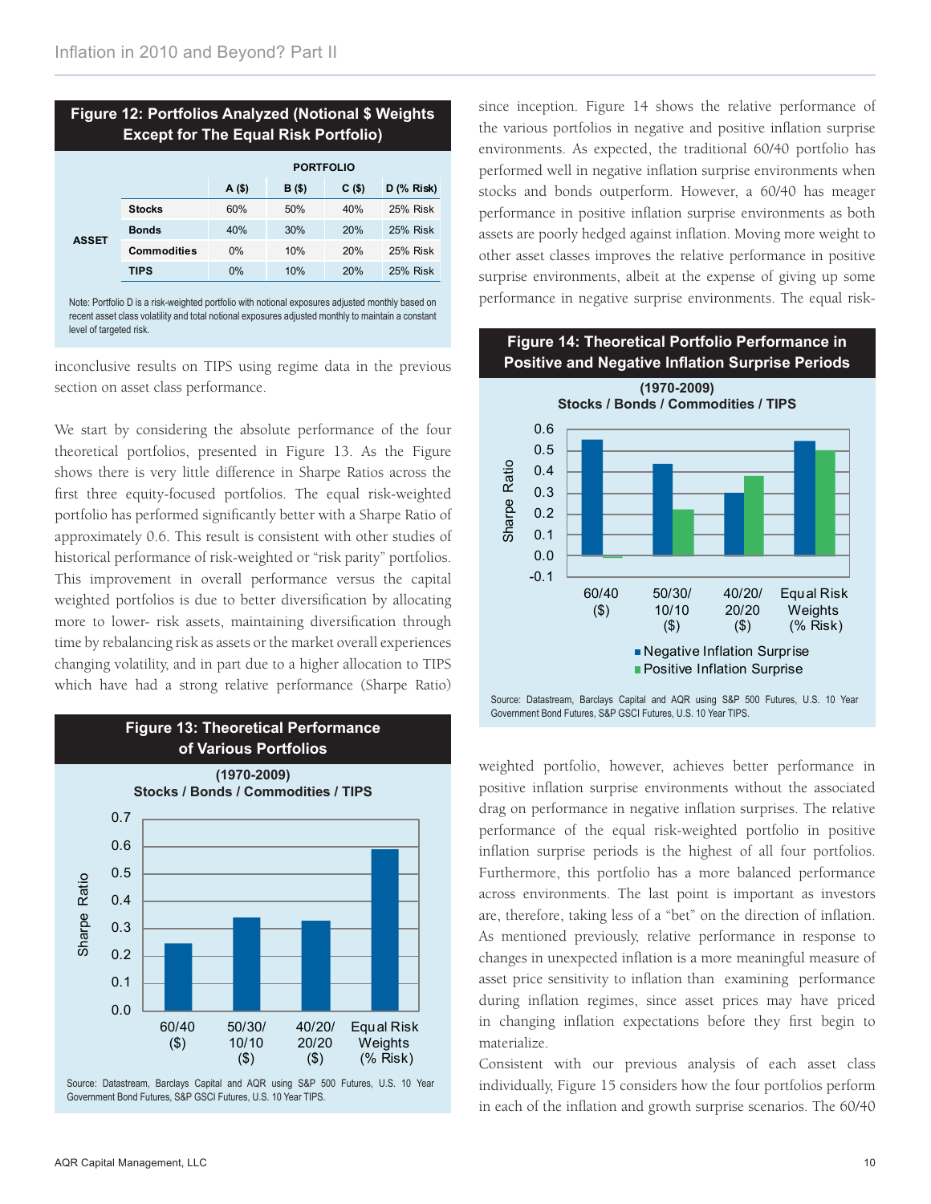**Figure 12: Portfolios Analyzed (Notional $ Weights Except for The Equal Risk Portfolio)**

| | | PORTFOLIO | | | |
|---|---|---|---|---|---|
| | | A ($) | B ($) | C ($) | D (% Risk) |
| ASSET | Stocks | 60% | 50% | 40% | 25% Risk |
| | Bonds | 40% | 30% | 20% | 25% Risk |
| | Commodities | 0% | 10% | 20% | 25% Risk |
| | TIPS | 0% | 10% | 20% | 25% Risk |

Note: Portfolio D is a risk-weighted portfolio with notional exposures adjusted monthly based on recent asset class volatility and total notional exposures adjusted monthly to maintain a constant level of targeted risk.

inconclusive results on TIPS using regime data in the previous section on asset class performance.

We start by considering the absolute performance of the four theoretical portfolios, presented in Figure 13. As the Figure shows there is very little difference in Sharpe Ratios across the first three equity-focused portfolios. The equal risk-weighted portfolio has performed significantly better with a Sharpe Ratio of approximately 0.6. This result is consistent with other studies of historical performance of risk-weighted or "risk parity" portfolios. This improvement in overall performance versus the capital weighted portfolios is due to better diversification by allocating more to lower- risk assets, maintaining diversification through time by rebalancing risk as assets or the market overall experiences changing volatility, and in part due to a higher allocation to TIPS which have had a strong relative performance (Sharpe Ratio)

**Figure 13: Theoretical Performance of Various Portfolios**

(1970-2009)
Stocks / Bonds / Commodities / TIPS

Sharpe Ratio
0.7
0.6
0.5
0.4
0.3
0.2
0.1
0.0

60/40 ($)
50/30/10/10 ($)
40/20/20/20 ($)
Equal Risk Weights (% Risk)

Source: Datastream, Barclays Capital and AQR using S&P 500 Futures, U.S. 10 Year Government Bond Futures, S&P GSCI Futures, U.S. 10 Year TIPS.

since inception. Figure 14 shows the relative performance of the various portfolios in negative and positive inflation surprise environments. As expected, the traditional 60/40 portfolio has performed well in negative inflation surprise environments when stocks and bonds outperform. However, a 60/40 has meager performance in positive inflation surprise environments as both assets are poorly hedged against inflation. Moving more weight to other asset classes improves the relative performance in positive surprise environments, albeit at the expense of giving up some performance in negative surprise environments. The equal risk-

**Figure 14: Theoretical Portfolio Performance in Positive and Negative Inflation Surprise Periods**

(1970-2009)
Stocks / Bonds / Commodities / TIPS

Sharpe Ratio
0.6
0.5
0.4
0.3
0.2
0.1
0.0
-0.1

60/40 ($)
50/30/10/10 ($)
40/20/20/20 ($)
Equal Risk Weights (% Risk)

Negative Inflation Surprise
Positive Inflation Surprise

Source: Datastream, Barclays Capital and AQR using S&P 500 Futures, U.S. 10 Year Government Bond Futures, S&P GSCI Futures, U.S. 10 Year TIPS.

weighted portfolio, however, achieves better performance in positive inflation surprise environments without the associated drag on performance in negative inflation surprises. The relative performance of the equal risk-weighted portfolio in positive inflation surprise periods is the highest of all four portfolios. Furthermore, this portfolio has a more balanced performance across environments. The last point is important as investors are, therefore, taking less of a "bet" on the direction of inflation. As mentioned previously, relative performance in response to changes in unexpected inflation is a more meaningful measure of asset price sensitivity to inflation than examining performance during inflation regimes, since asset prices may have priced in changing inflation expectations before they first begin to materialize.

Consistent with our previous analysis of each asset class individually, Figure 15 considers how the four portfolios perform in each of the inflation and growth surprise scenarios. The 60/40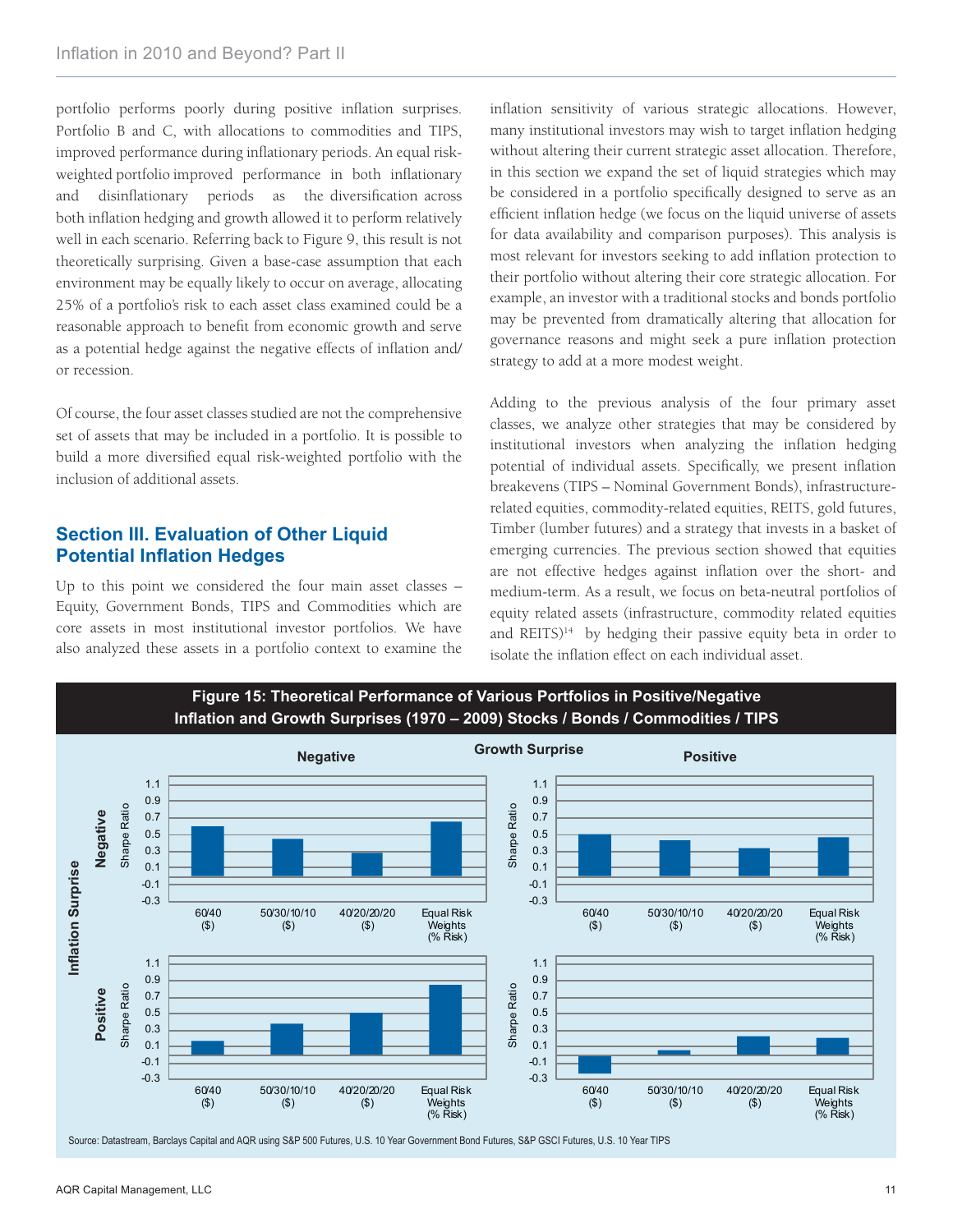portfolio performs poorly during positive inflation surprises. Portfolio B and C, with allocations to commodities and TIPS, improved performance during inflationary periods. An equal risk-weighted portfolio improved performance in both inflationary and disinflationary periods as the diversification across both inflation hedging and growth allowed it to perform relatively well in each scenario. Referring back to Figure 9, this result is not theoretically surprising. Given a base-case assumption that each environment may be equally likely to occur on average, allocating 25% of a portfolio's risk to each asset class examined could be a reasonable approach to benefit from economic growth and serve as a potential hedge against the negative effects of inflation and/or recession.

Of course, the four asset classes studied are not the comprehensive set of assets that may be included in a portfolio. It is possible to build a more diversified equal risk-weighted portfolio with the inclusion of additional assets.

## Section III. Evaluation of Other Liquid Potential Inflation Hedges

Up to this point we considered the four main asset classes – Equity, Government Bonds, TIPS and Commodities which are core assets in most institutional investor portfolios. We have also analyzed these assets in a portfolio context to examine the inflation sensitivity of various strategic allocations. However, many institutional investors may wish to target inflation hedging without altering their current strategic asset allocation. Therefore, in this section we expand the set of liquid strategies which may be considered in a portfolio specifically designed to serve as an efficient inflation hedge (we focus on the liquid universe of assets for data availability and comparison purposes). This analysis is most relevant for investors seeking to add inflation protection to their portfolio without altering their core strategic allocation. For example, an investor with a traditional stocks and bonds portfolio may be prevented from dramatically altering that allocation for governance reasons and might seek a pure inflation protection strategy to add at a more modest weight.

Adding to the previous analysis of the four primary asset classes, we analyze other strategies that may be considered by institutional investors when analyzing the inflation hedging potential of individual assets. Specifically, we present inflation breakevens (TIPS – Nominal Government Bonds), infrastructure-related equities, commodity-related equities, REITS, gold futures, Timber (lumber futures) and a strategy that invests in a basket of emerging currencies. The previous section showed that equities are not effective hedges against inflation over the short- and medium-term. As a result, we focus on beta-neutral portfolios of equity related assets (infrastructure, commodity related equities and REITS)[14] by hedging their passive equity beta in order to isolate the inflation effect on each individual asset.

**Figure 15: Theoretical Performance of Various Portfolios in Positive/Negative Inflation and Growth Surprises (1970 – 2009) Stocks / Bonds / Commodities / TIPS**

Growth Surprise: Negative, Positive

Inflation Surprise: Negative, Positive

Sharpe Ratio

1.1, 0.9, 0.7, 0.5, 0.3, 0.1, -0.1, -0.3

60/40 ($)

50/30/10/10 ($)

40/20/20/20 ($)

Equal Risk Weights (% Risk)

Source: Datastream, Barclays Capital and AQR using S&P 500 Futures, U.S. 10 Year Government Bond Futures, S&P GSCI Futures, U.S. 10 Year TIPS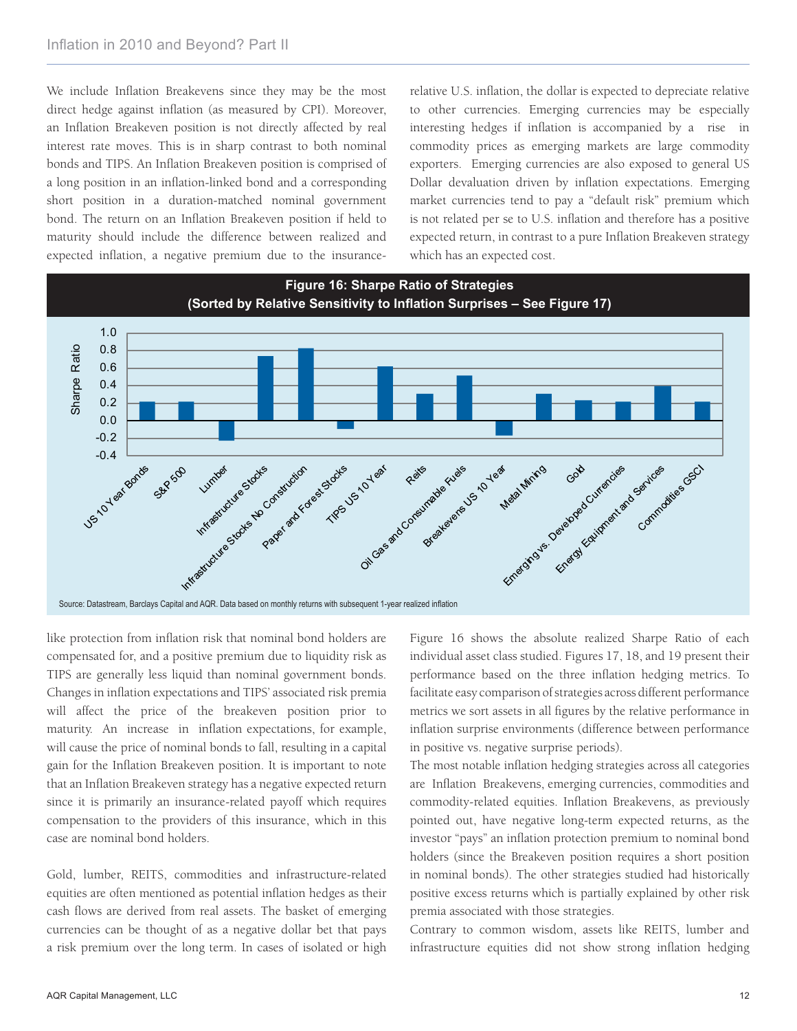We include Inflation Breakevens since they may be the most direct hedge against inflation (as measured by CPI). Moreover, an Inflation Breakeven position is not directly affected by real interest rate moves. This is in sharp contrast to both nominal bonds and TIPS. An Inflation Breakeven position is comprised of a long position in an inflation-linked bond and a corresponding short position in a duration-matched nominal government bond. The return on an Inflation Breakeven position if held to maturity should include the difference between realized and expected inflation, a negative premium due to the insurance-like protection from inflation risk that nominal bond holders are compensated for, and a positive premium due to liquidity risk as TIPS are generally less liquid than nominal government bonds. Changes in inflation expectations and TIPS' associated risk premia will affect the price of the breakeven position prior to maturity. An increase in inflation expectations, for example, will cause the price of nominal bonds to fall, resulting in a capital gain for the Inflation Breakeven position. It is important to note that an Inflation Breakeven strategy has a negative expected return since it is primarily an insurance-related payoff which requires compensation to the providers of this insurance, which in this case are nominal bond holders.

Gold, lumber, REITS, commodities and infrastructure-related equities are often mentioned as potential inflation hedges as their cash flows are derived from real assets. The basket of emerging currencies can be thought of as a negative dollar bet that pays a risk premium over the long term. In cases of isolated or high relative U.S. inflation, the dollar is expected to depreciate relative to other currencies. Emerging currencies may be especially interesting hedges if inflation is accompanied by a rise in commodity prices as emerging markets are large commodity exporters. Emerging currencies are also exposed to general US Dollar devaluation driven by inflation expectations. Emerging market currencies tend to pay a "default risk" premium which is not related per se to U.S. inflation and therefore has a positive expected return, in contrast to a pure Inflation Breakeven strategy which has an expected cost.

**Figure 16: Sharpe Ratio of Strategies (Sorted by Relative Sensitivity to Inflation Surprises – See Figure 17)**

| Strategy | Sharpe Ratio (approx.) |
|---|---|
| US 10 Year Bonds | 0.2 |
| S&P 500 | 0.2 |
| Lumber | -0.2 |
| Infrastructure Stocks | 0.73 |
| Infrastructure Stocks No Construction | 0.82 |
| Paper and Forest Stocks | -0.1 |
| TIPS US 10 Year | 0.61 |
| Reits | 0.3 |
| Oil Gas and Consumable Fuels | 0.51 |
| Breakevens US 10 Year | -0.17 |
| Metal Mining | 0.3 |
| Gold | 0.23 |
| Emerging vs. Developed Currencies | 0.21 |
| Energy Equipment and Services | 0.39 |
| Commodities GSCI | 0.21 |

Source: Datastream, Barclays Capital and AQR. Data based on monthly returns with subsequent 1-year realized inflation

Figure 16 shows the absolute realized Sharpe Ratio of each individual asset class studied. Figures 17, 18, and 19 present their performance based on the three inflation hedging metrics. To facilitate easy comparison of strategies across different performance metrics we sort assets in all figures by the relative performance in inflation surprise environments (difference between performance in positive vs. negative surprise periods).

The most notable inflation hedging strategies across all categories are Inflation Breakevens, emerging currencies, commodities and commodity-related equities. Inflation Breakevens, as previously pointed out, have negative long-term expected returns, as the investor "pays" an inflation protection premium to nominal bond holders (since the Breakeven position requires a short position in nominal bonds). The other strategies studied had historically positive excess returns which is partially explained by other risk premia associated with those strategies.

Contrary to common wisdom, assets like REITS, lumber and infrastructure equities did not show strong inflation hedging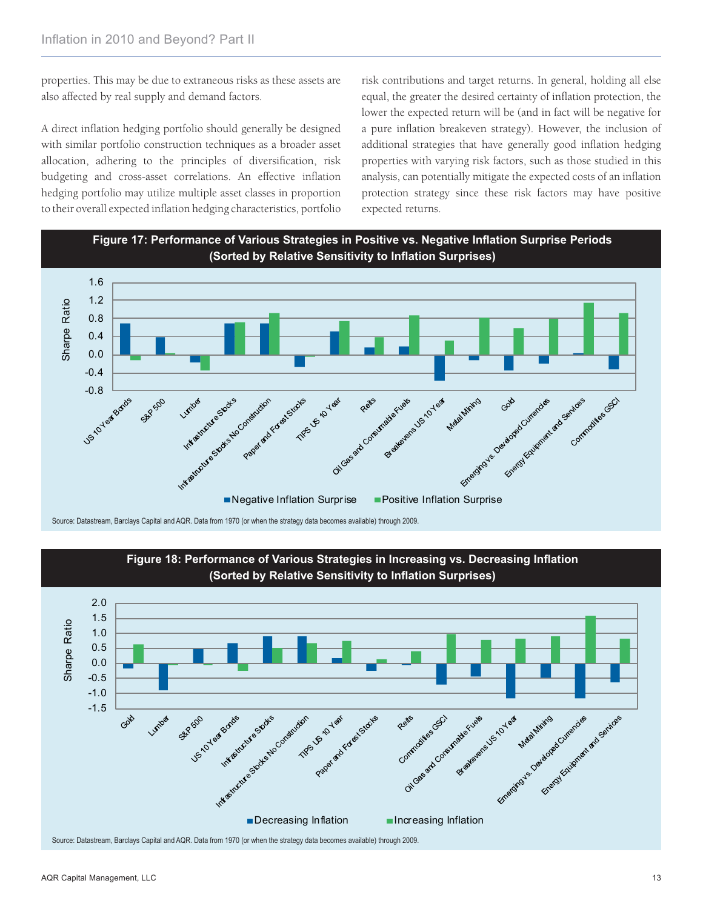properties. This may be due to extraneous risks as these assets are also affected by real supply and demand factors.

A direct inflation hedging portfolio should generally be designed with similar portfolio construction techniques as a broader asset allocation, adhering to the principles of diversification, risk budgeting and cross-asset correlations. An effective inflation hedging portfolio may utilize multiple asset classes in proportion to their overall expected inflation hedging characteristics, portfolio risk contributions and target returns. In general, holding all else equal, the greater the desired certainty of inflation protection, the lower the expected return will be (and in fact will be negative for a pure inflation breakeven strategy). However, the inclusion of additional strategies that have generally good inflation hedging properties with varying risk factors, such as those studied in this analysis, can potentially mitigate the expected costs of an inflation protection strategy since these risk factors may have positive expected returns.

**Figure 17: Performance of Various Strategies in Positive vs. Negative Inflation Surprise Periods (Sorted by Relative Sensitivity to Inflation Surprises)**

Sharpe Ratio

1.6
1.2
0.8
0.4
0.0
-0.4
-0.8

US 10 Year Bonds, S&P 500, Lumber, Infrastructure Stocks, Infrastructure Stocks No Construction, Paper and Forest Stocks, TIPS US 10 Year, Reits, Oil Gas and Consumable Fuels, Breakevens US 10 Year, Metal Mining, Gold, Emerging vs. Developed Currencies, Energy Equipment and Services, Commodities GSCI

Negative Inflation Surprise
Positive Inflation Surprise

Source: Datastream, Barclays Capital and AQR. Data from 1970 (or when the strategy data becomes available) through 2009.

**Figure 18: Performance of Various Strategies in Increasing vs. Decreasing Inflation (Sorted by Relative Sensitivity to Inflation Surprises)**

Sharpe Ratio

2.0
1.5
1.0
0.5
0.0
-0.5
-1.0
-1.5

Gold, Lumber, S&P 500, US 10 Year Bonds, Infrastructure Stocks, Infrastructure Stocks No Construction, TIPS US 10 Year, Paper and Forest Stocks, Reits, Commodities GSCI, Oil Gas and Consumable Fuels, Breakevens US 10 Year, Metal Mining, Emerging vs. Developed Currencies, Energy Equipment and Services

Decreasing Inflation
Increasing Inflation

Source: Datastream, Barclays Capital and AQR. Data from 1970 (or when the strategy data becomes available) through 2009.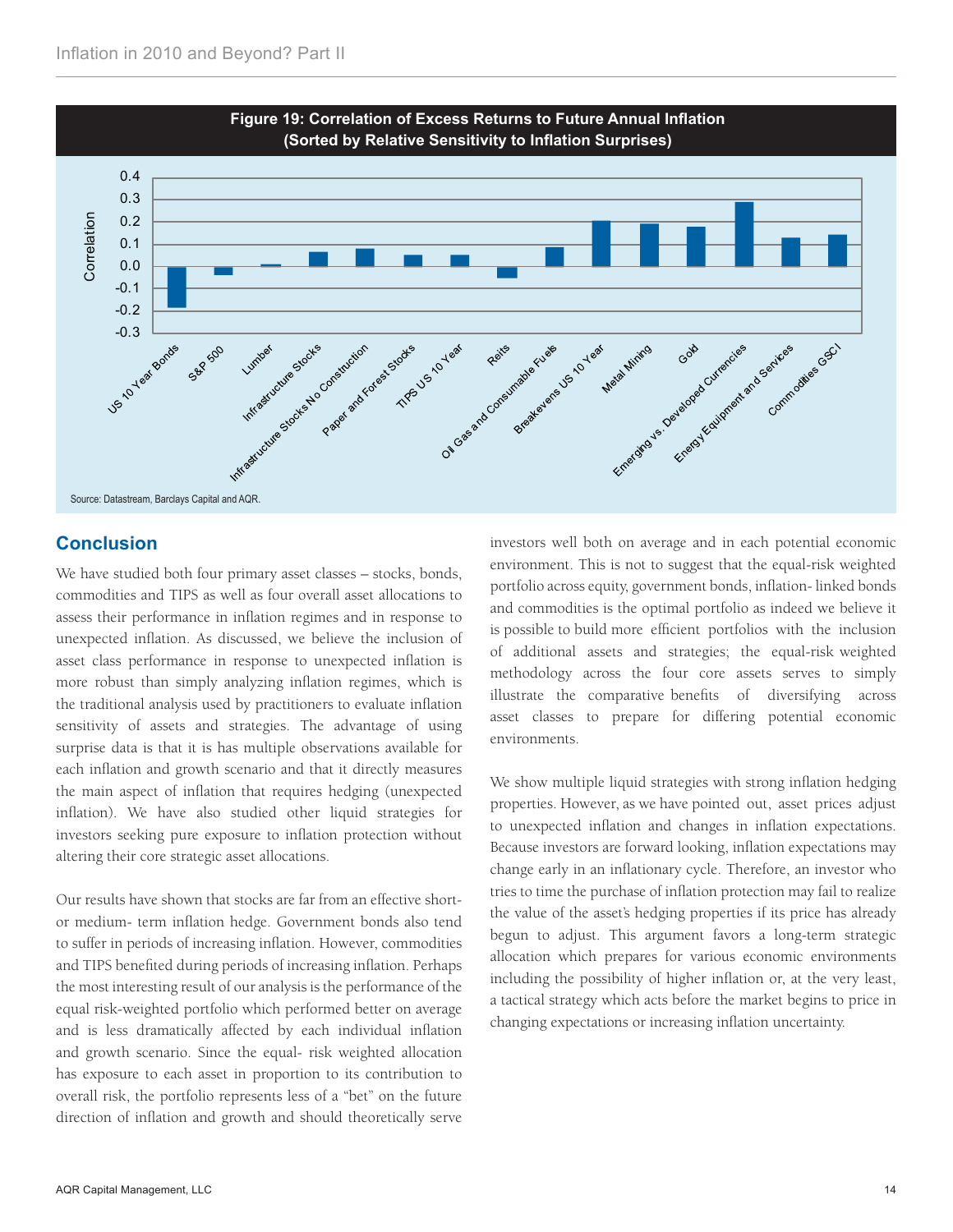**Figure 19: Correlation of Excess Returns to Future Annual Inflation (Sorted by Relative Sensitivity to Inflation Surprises)**

Correlation

0.4
0.3
0.2
0.1
0.0
-0.1
-0.2
-0.3

US 10 Year Bonds
S&P 500
Lumber
Infrastructure Stocks
Infrastructure Stocks No Construction
Paper and Forest Stocks
TIPS US 10 Year
Reits
Oil Gas and Consumable Fuels
Breakevens US 10 Year
Metal Mining
Gold
Emerging vs. Developed Currencies
Energy Equipment and Services
Commodities GSCI

Source: Datastream, Barclays Capital and AQR.

## Conclusion

We have studied both four primary asset classes – stocks, bonds, commodities and TIPS as well as four overall asset allocations to assess their performance in inflation regimes and in response to unexpected inflation. As discussed, we believe the inclusion of asset class performance in response to unexpected inflation is more robust than simply analyzing inflation regimes, which is the traditional analysis used by practitioners to evaluate inflation sensitivity of assets and strategies. The advantage of using surprise data is that it is has multiple observations available for each inflation and growth scenario and that it directly measures the main aspect of inflation that requires hedging (unexpected inflation). We have also studied other liquid strategies for investors seeking pure exposure to inflation protection without altering their core strategic asset allocations.

Our results have shown that stocks are far from an effective short- or medium- term inflation hedge. Government bonds also tend to suffer in periods of increasing inflation. However, commodities and TIPS benefited during periods of increasing inflation. Perhaps the most interesting result of our analysis is the performance of the equal risk-weighted portfolio which performed better on average and is less dramatically affected by each individual inflation and growth scenario. Since the equal- risk weighted allocation has exposure to each asset in proportion to its contribution to overall risk, the portfolio represents less of a "bet" on the future direction of inflation and growth and should theoretically serve investors well both on average and in each potential economic environment. This is not to suggest that the equal-risk weighted portfolio across equity, government bonds, inflation- linked bonds and commodities is the optimal portfolio as indeed we believe it is possible to build more efficient portfolios with the inclusion of additional assets and strategies; the equal-risk weighted methodology across the four core assets serves to simply illustrate the comparative benefits of diversifying across asset classes to prepare for differing potential economic environments.

We show multiple liquid strategies with strong inflation hedging properties. However, as we have pointed out, asset prices adjust to unexpected inflation and changes in inflation expectations. Because investors are forward looking, inflation expectations may change early in an inflationary cycle. Therefore, an investor who tries to time the purchase of inflation protection may fail to realize the value of the asset's hedging properties if its price has already begun to adjust. This argument favors a long-term strategic allocation which prepares for various economic environments including the possibility of higher inflation or, at the very least, a tactical strategy which acts before the market begins to price in changing expectations or increasing inflation uncertainty.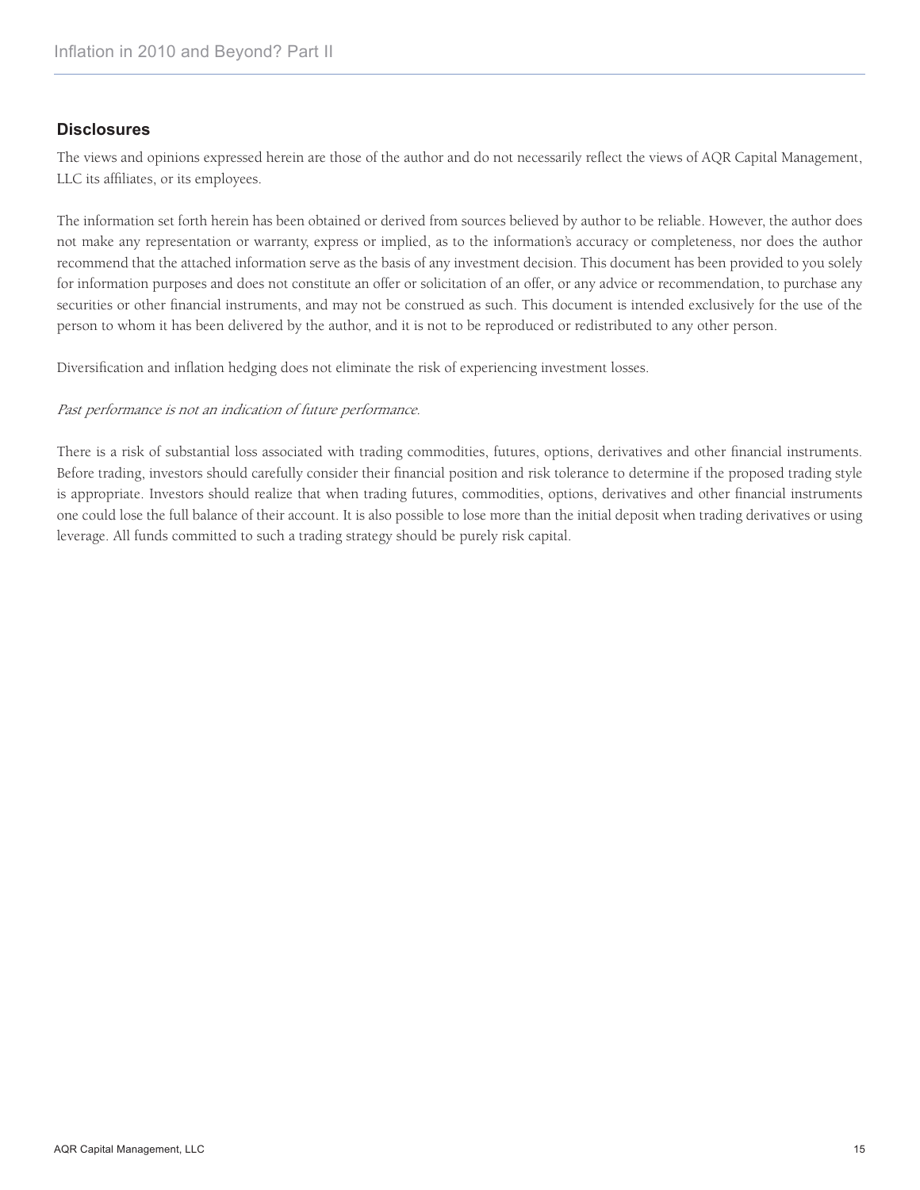## Disclosures

The views and opinions expressed herein are those of the author and do not necessarily reflect the views of AQR Capital Management, LLC its affiliates, or its employees.

The information set forth herein has been obtained or derived from sources believed by author to be reliable. However, the author does not make any representation or warranty, express or implied, as to the information's accuracy or completeness, nor does the author recommend that the attached information serve as the basis of any investment decision. This document has been provided to you solely for information purposes and does not constitute an offer or solicitation of an offer, or any advice or recommendation, to purchase any securities or other financial instruments, and may not be construed as such. This document is intended exclusively for the use of the person to whom it has been delivered by the author, and it is not to be reproduced or redistributed to any other person.

Diversification and inflation hedging does not eliminate the risk of experiencing investment losses.

*Past performance is not an indication of future performance.*

There is a risk of substantial loss associated with trading commodities, futures, options, derivatives and other financial instruments. Before trading, investors should carefully consider their financial position and risk tolerance to determine if the proposed trading style is appropriate. Investors should realize that when trading futures, commodities, options, derivatives and other financial instruments one could lose the full balance of their account. It is also possible to lose more than the initial deposit when trading derivatives or using leverage. All funds committed to such a trading strategy should be purely risk capital.